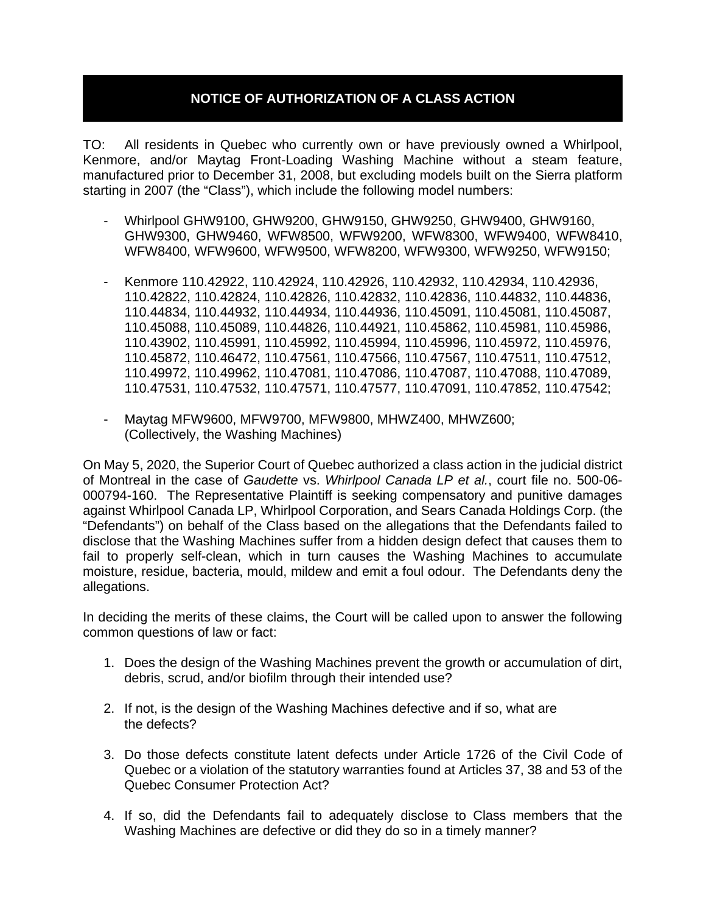# NOTICE OF AUTHORIZATION OF A CLASS ACTION

TO: All residents in Quebec who currently own or have previously owned a Whirlpool, Kenmore, and/or Maytag Front-Loading Washing Machine without a steam feature, manufactured prior to December 31, 2008, but excluding models built on the Sierra platform starting in 2007 (the "Class"), which include the following model numbers:

- Whirlpool GHW9100, GHW9200, GHW9150, GHW9250, GHW9400, GHW9160, GHW9300, GHW9460, WFW8500, WFW9200, WFW8300, WFW9400, WFW8410, WFW8400, WFW9600, WFW9500, WFW8200, WFW9300, WFW9250, WFW9150;

- Kenmore 110.42922, 110.42924, 110.42926, 110.42932, 110.42934, 110.42936, 110.42822, 110.42824, 110.42826, 110.42832, 110.42836, 110.44832, 110.44836, 110.44834, 110.44932, 110.44934, 110.44936, 110.45091, 110.45081, 110.45087, 110.45088, 110.45089, 110.44826, 110.44921, 110.45862, 110.45981, 110.45986, 110.43902, 110.45991, 110.45992, 110.45994, 110.45996, 110.45972, 110.45976, 110.45872, 110.46472, 110.47561, 110.47566, 110.47567, 110.47511, 110.47512, 110.49972, 110.49962, 110.47081, 110.47086, 110.47087, 110.47088, 110.47089, 110.47531, 110.47532, 110.47571, 110.47577, 110.47091, 110.47852, 110.47542;

- Maytag MFW9600, MFW9700, MFW9800, MHWZ400, MHWZ600;
  (Collectively, the Washing Machines)

On May 5, 2020, the Superior Court of Quebec authorized a class action in the judicial district of Montreal in the case of *Gaudette* vs. *Whirlpool Canada LP et al.*, court file no. 500-06-000794-160. The Representative Plaintiff is seeking compensatory and punitive damages against Whirlpool Canada LP, Whirlpool Corporation, and Sears Canada Holdings Corp. (the "Defendants") on behalf of the Class based on the allegations that the Defendants failed to disclose that the Washing Machines suffer from a hidden design defect that causes them to fail to properly self-clean, which in turn causes the Washing Machines to accumulate moisture, residue, bacteria, mould, mildew and emit a foul odour. The Defendants deny the allegations.

In deciding the merits of these claims, the Court will be called upon to answer the following common questions of law or fact:

1. Does the design of the Washing Machines prevent the growth or accumulation of dirt, debris, scrud, and/or biofilm through their intended use?

2. If not, is the design of the Washing Machines defective and if so, what are the defects?

3. Do those defects constitute latent defects under Article 1726 of the Civil Code of Quebec or a violation of the statutory warranties found at Articles 37, 38 and 53 of the Quebec Consumer Protection Act?

4. If so, did the Defendants fail to adequately disclose to Class members that the Washing Machines are defective or did they do so in a timely manner?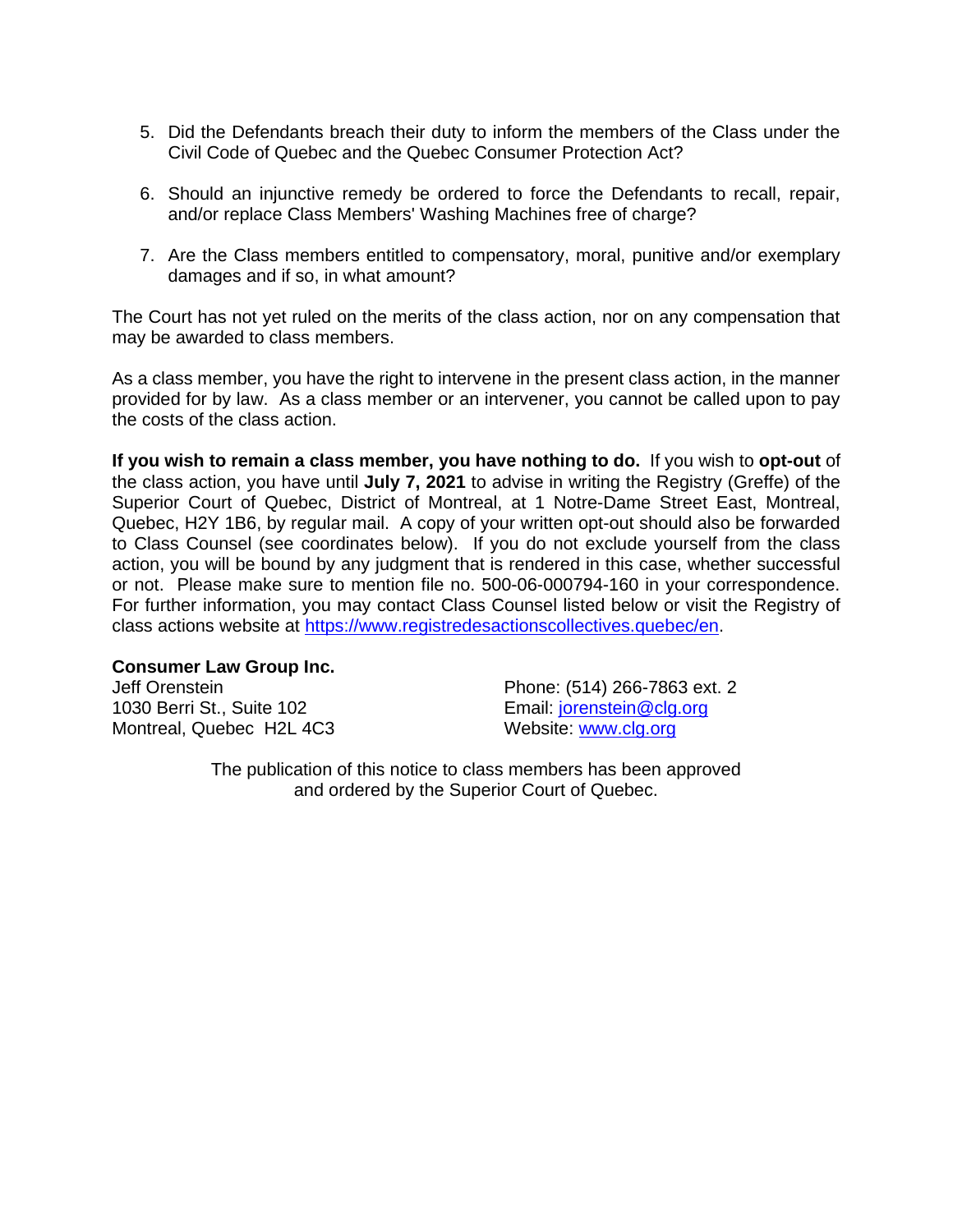5. Did the Defendants breach their duty to inform the members of the Class under the Civil Code of Quebec and the Quebec Consumer Protection Act?

6. Should an injunctive remedy be ordered to force the Defendants to recall, repair, and/or replace Class Members' Washing Machines free of charge?

7. Are the Class members entitled to compensatory, moral, punitive and/or exemplary damages and if so, in what amount?

The Court has not yet ruled on the merits of the class action, nor on any compensation that may be awarded to class members.

As a class member, you have the right to intervene in the present class action, in the manner provided for by law. As a class member or an intervener, you cannot be called upon to pay the costs of the class action.

**If you wish to remain a class member, you have nothing to do.** If you wish to **opt-out** of the class action, you have until **July 7, 2021** to advise in writing the Registry (Greffe) of the Superior Court of Quebec, District of Montreal, at 1 Notre-Dame Street East, Montreal, Quebec, H2Y 1B6, by regular mail. A copy of your written opt-out should also be forwarded to Class Counsel (see coordinates below). If you do not exclude yourself from the class action, you will be bound by any judgment that is rendered in this case, whether successful or not. Please make sure to mention file no. 500-06-000794-160 in your correspondence. For further information, you may contact Class Counsel listed below or visit the Registry of class actions website at https://www.registredesactionscollectives.quebec/en.

**Consumer Law Group Inc.**
Jeff Orenstein
1030 Berri St., Suite 102
Montreal, Quebec H2L 4C3

Phone: (514) 266-7863 ext. 2
Email: jorenstein@clg.org
Website: www.clg.org

The publication of this notice to class members has been approved and ordered by the Superior Court of Quebec.